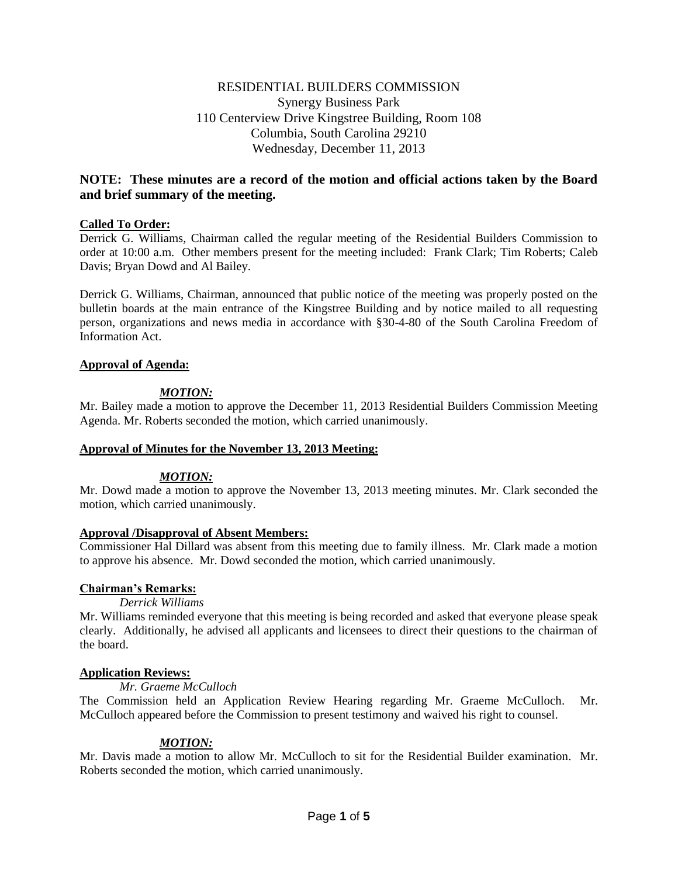RESIDENTIAL BUILDERS COMMISSION
Synergy Business Park
110 Centerview Drive Kingstree Building, Room 108
Columbia, South Carolina 29210
Wednesday, December 11, 2013

**NOTE: These minutes are a record of the motion and official actions taken by the Board and brief summary of the meeting.**

**Called To Order:**

Derrick G. Williams, Chairman called the regular meeting of the Residential Builders Commission to order at 10:00 a.m. Other members present for the meeting included: Frank Clark; Tim Roberts; Caleb Davis; Bryan Dowd and Al Bailey.

Derrick G. Williams, Chairman, announced that public notice of the meeting was properly posted on the bulletin boards at the main entrance of the Kingstree Building and by notice mailed to all requesting person, organizations and news media in accordance with §30-4-80 of the South Carolina Freedom of Information Act.

**Approval of Agenda:**

***MOTION:***

Mr. Bailey made a motion to approve the December 11, 2013 Residential Builders Commission Meeting Agenda. Mr. Roberts seconded the motion, which carried unanimously.

**Approval of Minutes for the November 13, 2013 Meeting:**

***MOTION:***

Mr. Dowd made a motion to approve the November 13, 2013 meeting minutes. Mr. Clark seconded the motion, which carried unanimously.

**Approval /Disapproval of Absent Members:**

Commissioner Hal Dillard was absent from this meeting due to family illness. Mr. Clark made a motion to approve his absence. Mr. Dowd seconded the motion, which carried unanimously.

**Chairman's Remarks:**

*Derrick Williams*

Mr. Williams reminded everyone that this meeting is being recorded and asked that everyone please speak clearly. Additionally, he advised all applicants and licensees to direct their questions to the chairman of the board.

**Application Reviews:**

*Mr. Graeme McCulloch*

The Commission held an Application Review Hearing regarding Mr. Graeme McCulloch. Mr. McCulloch appeared before the Commission to present testimony and waived his right to counsel.

***MOTION:***

Mr. Davis made a motion to allow Mr. McCulloch to sit for the Residential Builder examination. Mr. Roberts seconded the motion, which carried unanimously.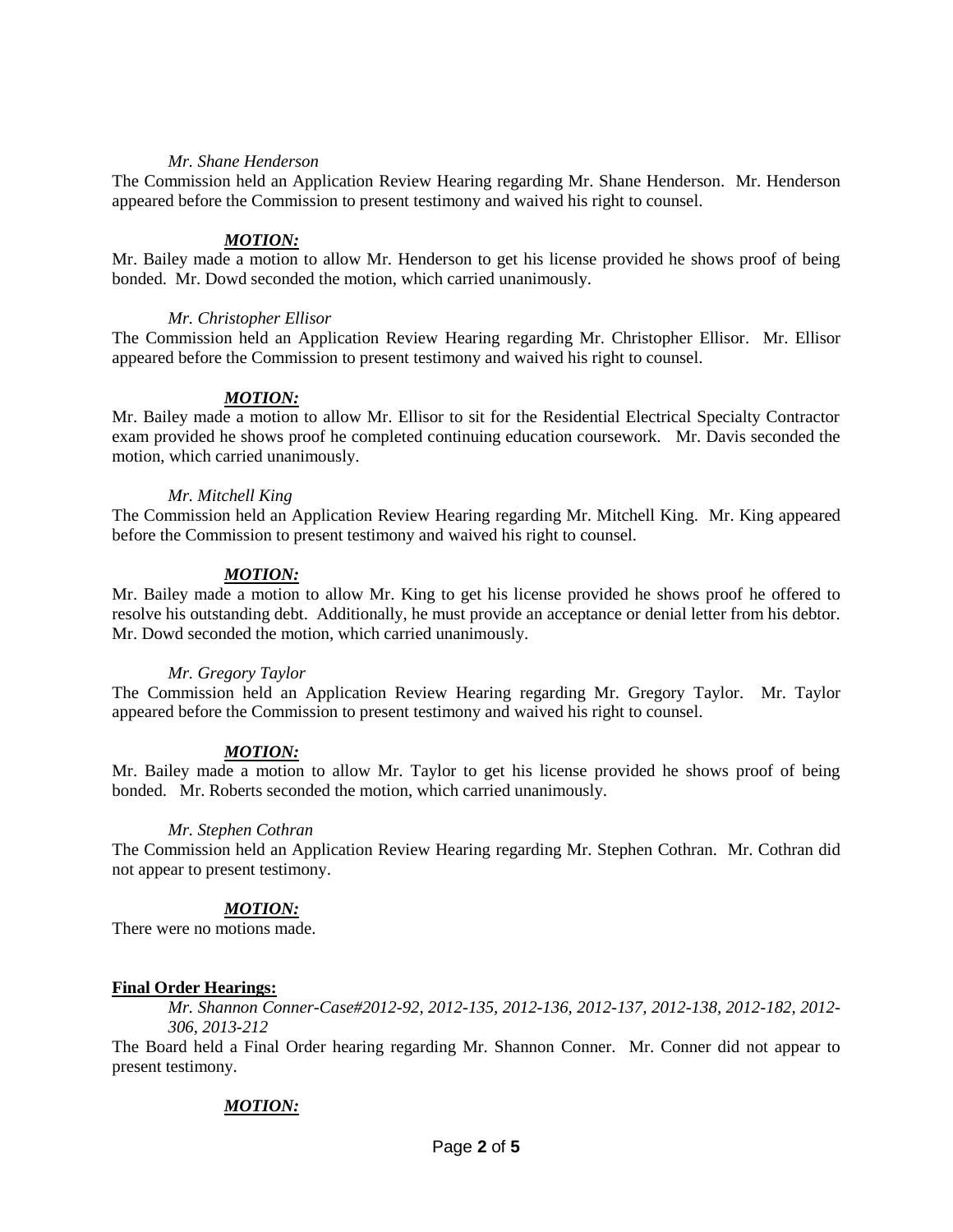*Mr. Shane Henderson*

The Commission held an Application Review Hearing regarding Mr. Shane Henderson. Mr. Henderson appeared before the Commission to present testimony and waived his right to counsel.

***MOTION:***

Mr. Bailey made a motion to allow Mr. Henderson to get his license provided he shows proof of being bonded. Mr. Dowd seconded the motion, which carried unanimously.

*Mr. Christopher Ellisor*

The Commission held an Application Review Hearing regarding Mr. Christopher Ellisor. Mr. Ellisor appeared before the Commission to present testimony and waived his right to counsel.

***MOTION:***

Mr. Bailey made a motion to allow Mr. Ellisor to sit for the Residential Electrical Specialty Contractor exam provided he shows proof he completed continuing education coursework. Mr. Davis seconded the motion, which carried unanimously.

*Mr. Mitchell King*

The Commission held an Application Review Hearing regarding Mr. Mitchell King. Mr. King appeared before the Commission to present testimony and waived his right to counsel.

***MOTION:***

Mr. Bailey made a motion to allow Mr. King to get his license provided he shows proof he offered to resolve his outstanding debt. Additionally, he must provide an acceptance or denial letter from his debtor. Mr. Dowd seconded the motion, which carried unanimously.

*Mr. Gregory Taylor*

The Commission held an Application Review Hearing regarding Mr. Gregory Taylor. Mr. Taylor appeared before the Commission to present testimony and waived his right to counsel.

***MOTION:***

Mr. Bailey made a motion to allow Mr. Taylor to get his license provided he shows proof of being bonded. Mr. Roberts seconded the motion, which carried unanimously.

*Mr. Stephen Cothran*

The Commission held an Application Review Hearing regarding Mr. Stephen Cothran. Mr. Cothran did not appear to present testimony.

***MOTION:***

There were no motions made.

**Final Order Hearings:**

*Mr. Shannon Conner-Case#2012-92, 2012-135, 2012-136, 2012-137, 2012-138, 2012-182, 2012-306, 2013-212*

The Board held a Final Order hearing regarding Mr. Shannon Conner. Mr. Conner did not appear to present testimony.

***MOTION:***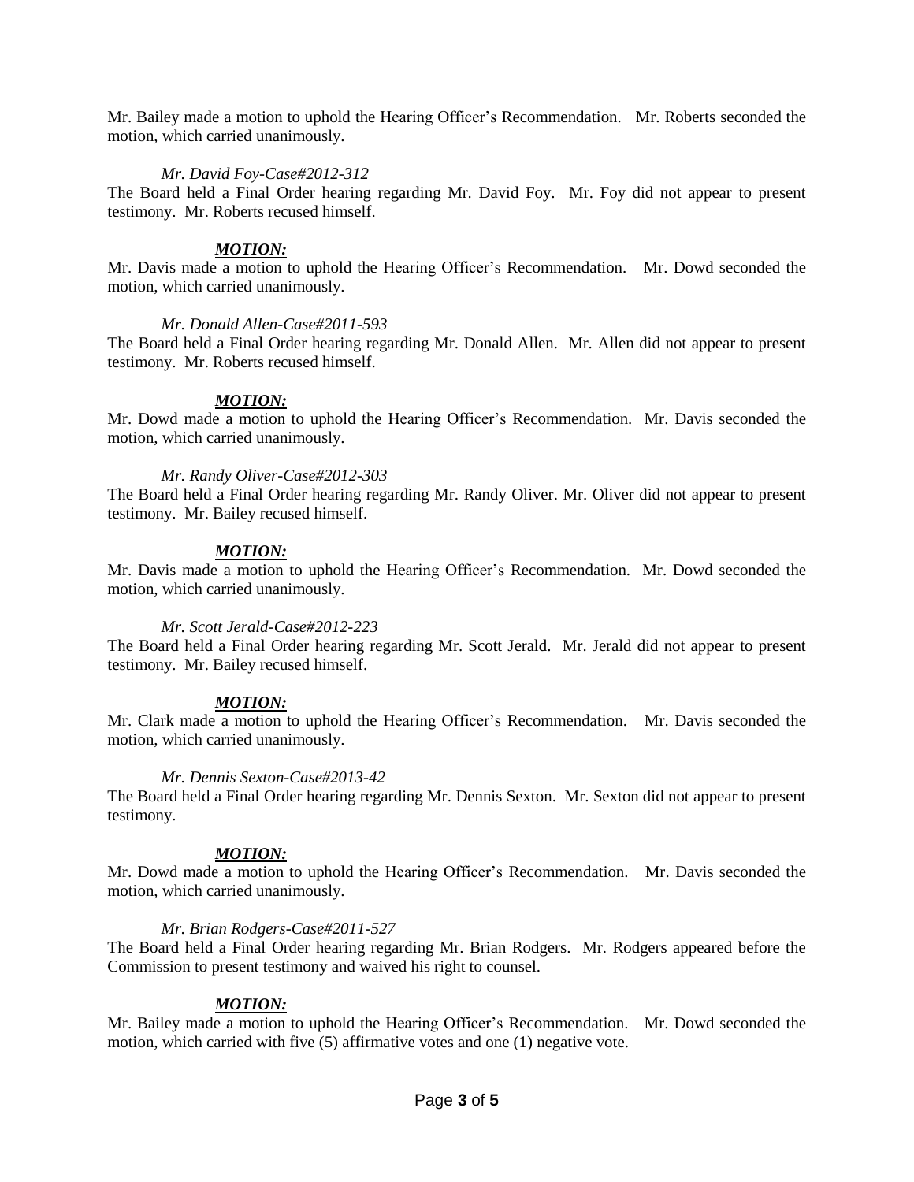Mr. Bailey made a motion to uphold the Hearing Officer's Recommendation. Mr. Roberts seconded the motion, which carried unanimously.

*Mr. David Foy-Case#2012-312*

The Board held a Final Order hearing regarding Mr. David Foy. Mr. Foy did not appear to present testimony. Mr. Roberts recused himself.

***MOTION:***

Mr. Davis made a motion to uphold the Hearing Officer's Recommendation. Mr. Dowd seconded the motion, which carried unanimously.

*Mr. Donald Allen-Case#2011-593*

The Board held a Final Order hearing regarding Mr. Donald Allen. Mr. Allen did not appear to present testimony. Mr. Roberts recused himself.

***MOTION:***

Mr. Dowd made a motion to uphold the Hearing Officer's Recommendation. Mr. Davis seconded the motion, which carried unanimously.

*Mr. Randy Oliver-Case#2012-303*

The Board held a Final Order hearing regarding Mr. Randy Oliver. Mr. Oliver did not appear to present testimony. Mr. Bailey recused himself.

***MOTION:***

Mr. Davis made a motion to uphold the Hearing Officer's Recommendation. Mr. Dowd seconded the motion, which carried unanimously.

*Mr. Scott Jerald-Case#2012-223*

The Board held a Final Order hearing regarding Mr. Scott Jerald. Mr. Jerald did not appear to present testimony. Mr. Bailey recused himself.

***MOTION:***

Mr. Clark made a motion to uphold the Hearing Officer's Recommendation. Mr. Davis seconded the motion, which carried unanimously.

*Mr. Dennis Sexton-Case#2013-42*

The Board held a Final Order hearing regarding Mr. Dennis Sexton. Mr. Sexton did not appear to present testimony.

***MOTION:***

Mr. Dowd made a motion to uphold the Hearing Officer's Recommendation. Mr. Davis seconded the motion, which carried unanimously.

*Mr. Brian Rodgers-Case#2011-527*

The Board held a Final Order hearing regarding Mr. Brian Rodgers. Mr. Rodgers appeared before the Commission to present testimony and waived his right to counsel.

***MOTION:***

Mr. Bailey made a motion to uphold the Hearing Officer's Recommendation. Mr. Dowd seconded the motion, which carried with five (5) affirmative votes and one (1) negative vote.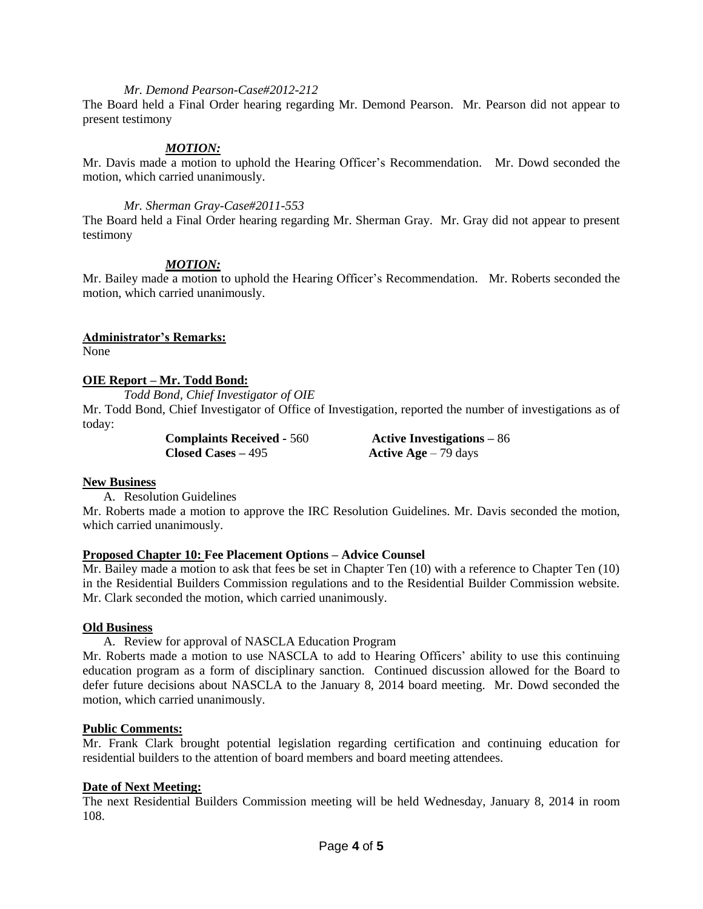*Mr. Demond Pearson-Case#2012-212*

The Board held a Final Order hearing regarding Mr. Demond Pearson. Mr. Pearson did not appear to present testimony

***MOTION:***

Mr. Davis made a motion to uphold the Hearing Officer's Recommendation. Mr. Dowd seconded the motion, which carried unanimously.

*Mr. Sherman Gray-Case#2011-553*

The Board held a Final Order hearing regarding Mr. Sherman Gray. Mr. Gray did not appear to present testimony

***MOTION:***

Mr. Bailey made a motion to uphold the Hearing Officer's Recommendation. Mr. Roberts seconded the motion, which carried unanimously.

**Administrator's Remarks:**

None

**OIE Report – Mr. Todd Bond:**

*Todd Bond, Chief Investigator of OIE*

Mr. Todd Bond, Chief Investigator of Office of Investigation, reported the number of investigations as of today:

**Complaints Received** - 560 **Active Investigations** – 86
**Closed Cases** – 495 **Active Age** – 79 days

**New Business**

A. Resolution Guidelines

Mr. Roberts made a motion to approve the IRC Resolution Guidelines. Mr. Davis seconded the motion, which carried unanimously.

**Proposed Chapter 10: Fee Placement Options – Advice Counsel**

Mr. Bailey made a motion to ask that fees be set in Chapter Ten (10) with a reference to Chapter Ten (10) in the Residential Builders Commission regulations and to the Residential Builder Commission website. Mr. Clark seconded the motion, which carried unanimously.

**Old Business**

A. Review for approval of NASCLA Education Program

Mr. Roberts made a motion to use NASCLA to add to Hearing Officers' ability to use this continuing education program as a form of disciplinary sanction. Continued discussion allowed for the Board to defer future decisions about NASCLA to the January 8, 2014 board meeting. Mr. Dowd seconded the motion, which carried unanimously.

**Public Comments:**

Mr. Frank Clark brought potential legislation regarding certification and continuing education for residential builders to the attention of board members and board meeting attendees.

**Date of Next Meeting:**

The next Residential Builders Commission meeting will be held Wednesday, January 8, 2014 in room 108.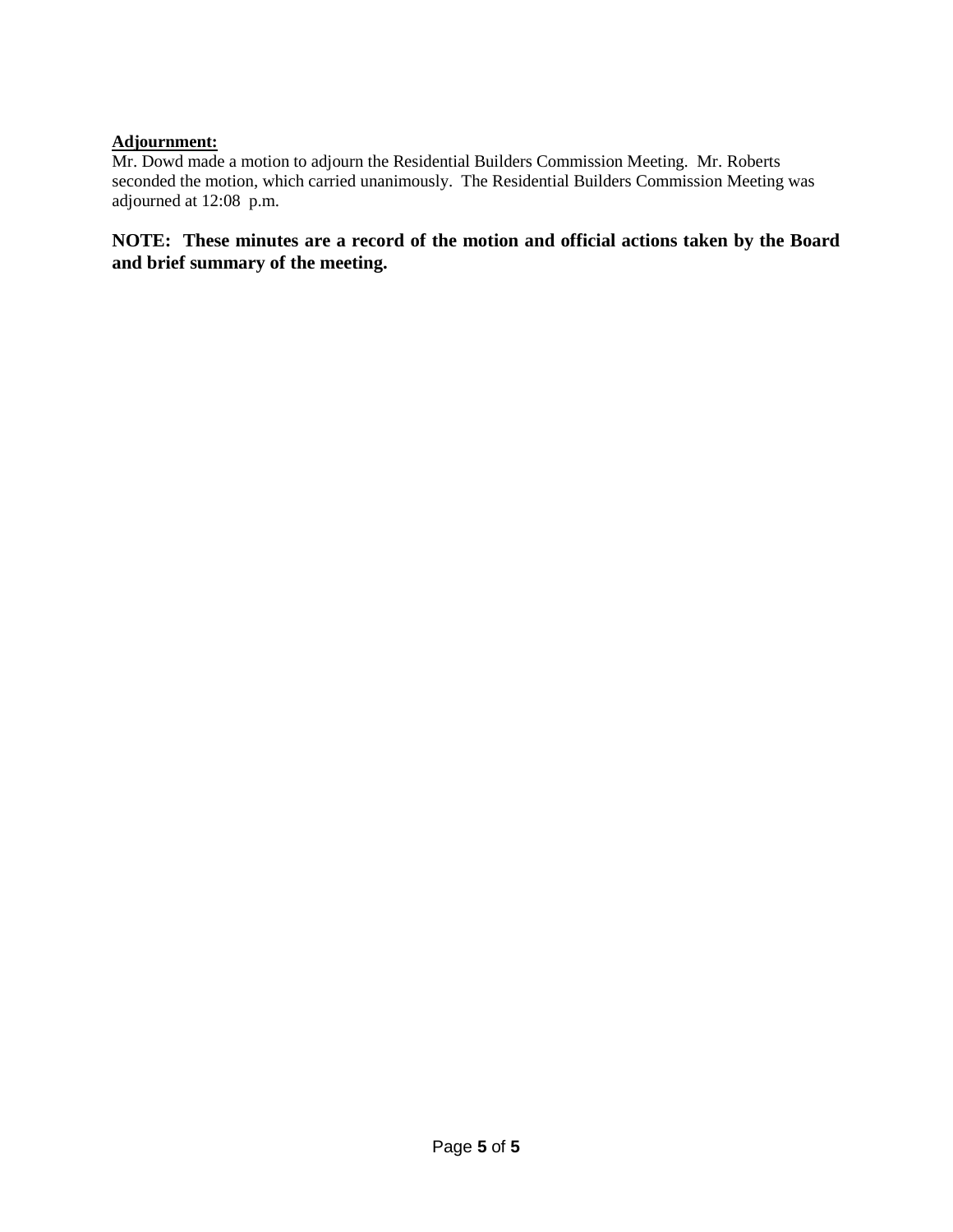**Adjournment:**

Mr. Dowd made a motion to adjourn the Residential Builders Commission Meeting. Mr. Roberts seconded the motion, which carried unanimously. The Residential Builders Commission Meeting was adjourned at 12:08 p.m.

**NOTE: These minutes are a record of the motion and official actions taken by the Board and brief summary of the meeting.**